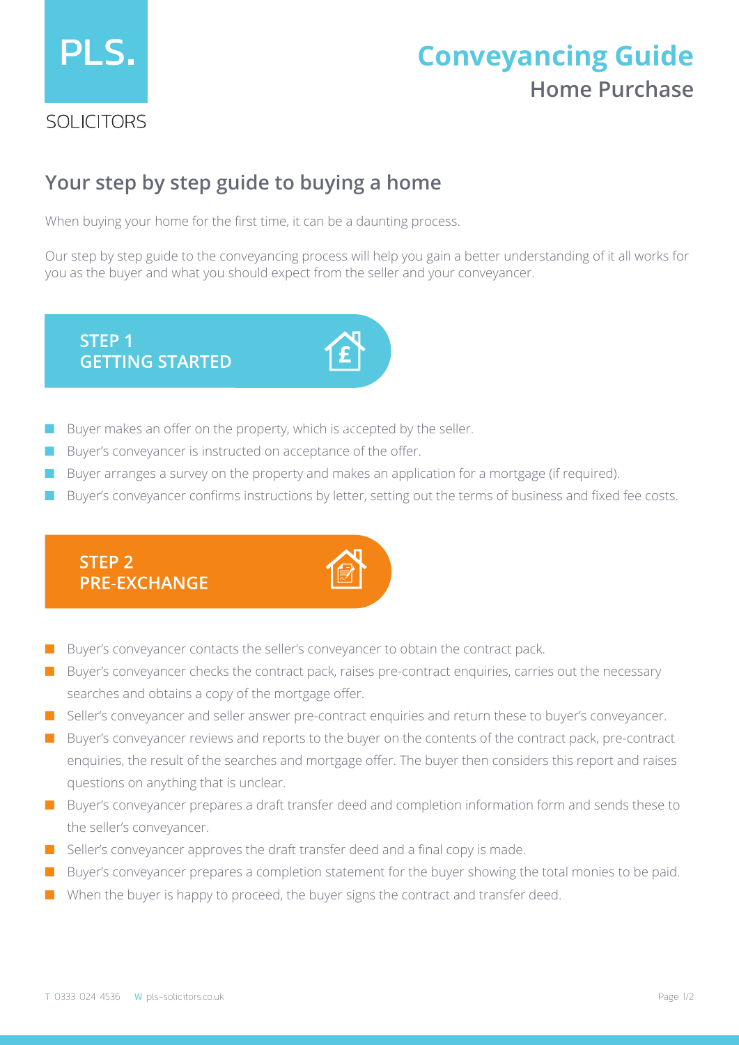PLS.

SOLICITORS

# Conveyancing Guide

## Home Purchase

## Your step by step guide to buying a home

When buying your home for the first time, it can be a daunting process.

Our step by step guide to the conveyancing process will help you gain a better understanding of it all works for you as the buyer and what you should expect from the seller and your conveyancer.

### STEP 1 GETTING STARTED

- Buyer makes an offer on the property, which is accepted by the seller.
- Buyer's conveyancer is instructed on acceptance of the offer.
- Buyer arranges a survey on the property and makes an application for a mortgage (if required).
- Buyer's conveyancer confirms instructions by letter, setting out the terms of business and fixed fee costs.

### STEP 2 PRE-EXCHANGE

- Buyer's conveyancer contacts the seller's conveyancer to obtain the contract pack.
- Buyer's conveyancer checks the contract pack, raises pre-contract enquiries, carries out the necessary searches and obtains a copy of the mortgage offer.
- Seller's conveyancer and seller answer pre-contract enquiries and return these to buyer's conveyancer.
- Buyer's conveyancer reviews and reports to the buyer on the contents of the contract pack, pre-contract enquiries, the result of the searches and mortgage offer. The buyer then considers this report and raises questions on anything that is unclear.
- Buyer's conveyancer prepares a draft transfer deed and completion information form and sends these to the seller's conveyancer.
- Seller's conveyancer approves the draft transfer deed and a final copy is made.
- Buyer's conveyancer prepares a completion statement for the buyer showing the total monies to be paid.
- When the buyer is happy to proceed, the buyer signs the contract and transfer deed.

T 0333 024 4536 W pls-solicitors.co.uk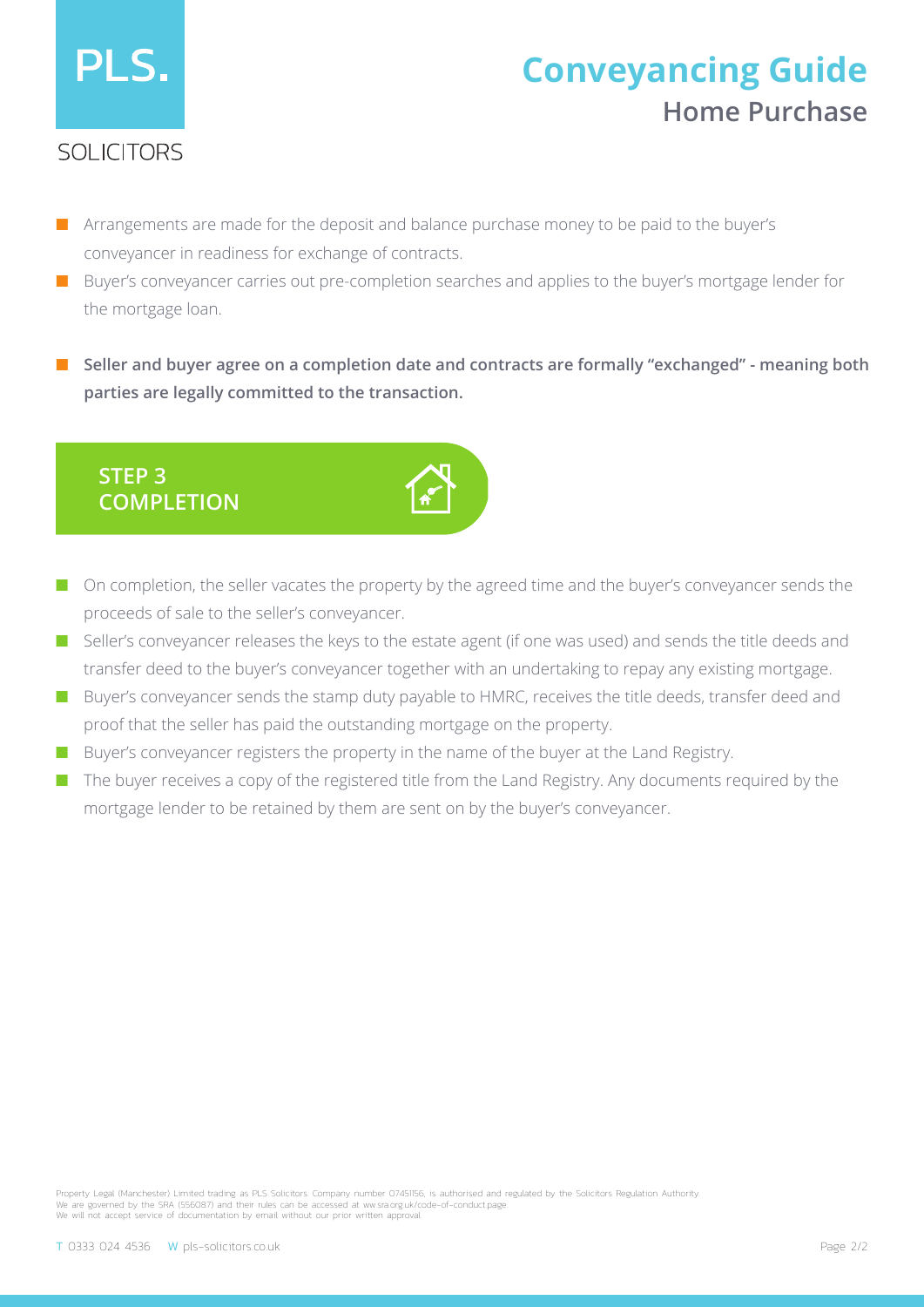- Arrangements are made for the deposit and balance purchase money to be paid to the buyer's conveyancer in readiness for exchange of contracts.
- Buyer's conveyancer carries out pre-completion searches and applies to the buyer's mortgage lender for the mortgage loan.
- **Seller and buyer agree on a completion date and contracts are formally "exchanged" - meaning both parties are legally committed to the transaction.**

## STEP 3 COMPLETION

- On completion, the seller vacates the property by the agreed time and the buyer's conveyancer sends the proceeds of sale to the seller's conveyancer.
- Seller's conveyancer releases the keys to the estate agent (if one was used) and sends the title deeds and transfer deed to the buyer's conveyancer together with an undertaking to repay any existing mortgage.
- Buyer's conveyancer sends the stamp duty payable to HMRC, receives the title deeds, transfer deed and proof that the seller has paid the outstanding mortgage on the property.
- Buyer's conveyancer registers the property in the name of the buyer at the Land Registry.
- The buyer receives a copy of the registered title from the Land Registry. Any documents required by the mortgage lender to be retained by them are sent on by the buyer's conveyancer.

Property Legal (Manchester) Limited trading as PLS Solicitors. Company number 07451156, is authorised and regulated by the Solicitors Regulation Authority.
We are governed by the SRA (556087) and their rules can be accessed at ww.sra.org.uk/code-of-conduct.page
We will not accept service of documentation by email without our prior written approval.

T 0333 024 4536 W pls-solicitors.co.uk